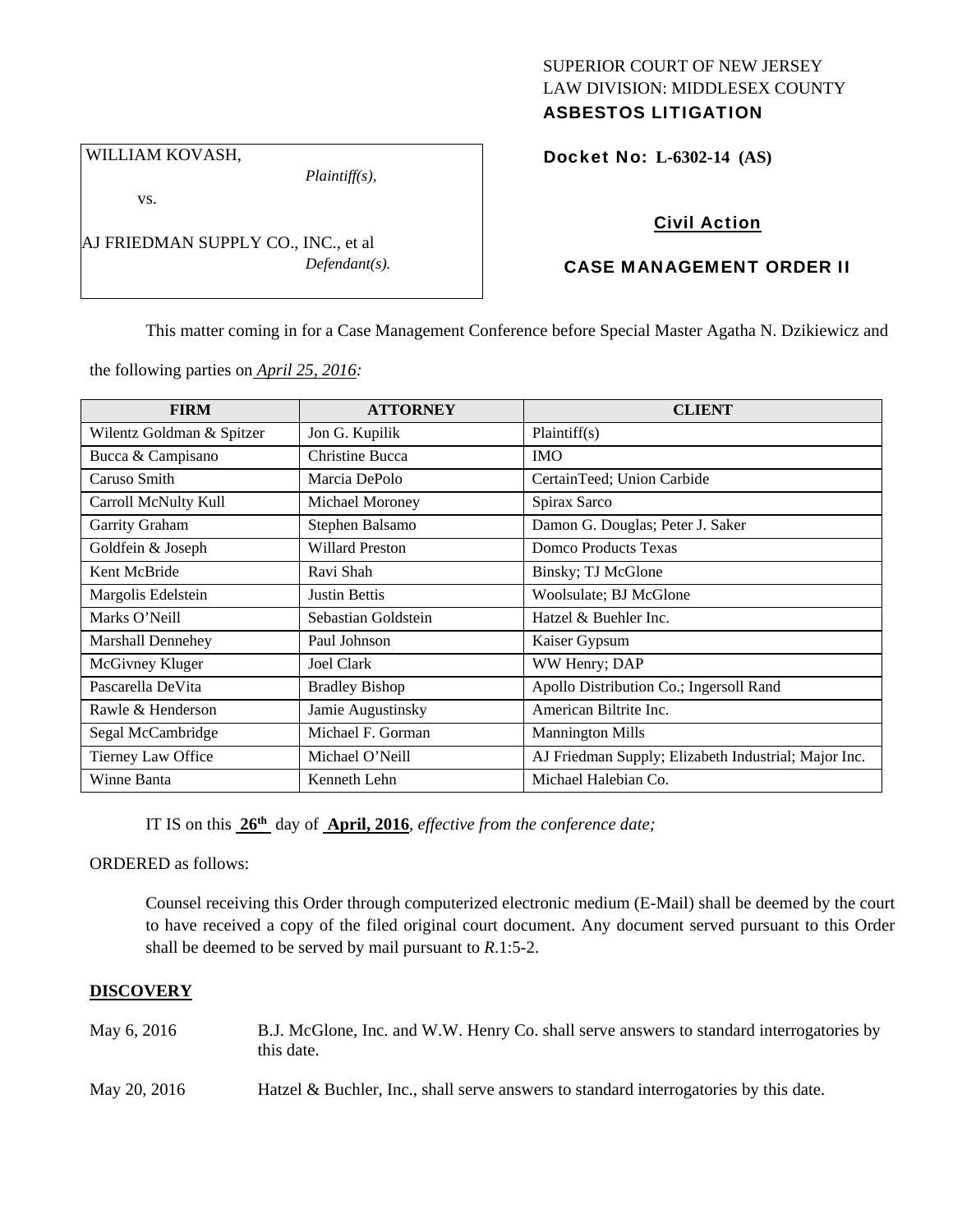SUPERIOR COURT OF NEW JERSEY
LAW DIVISION: MIDDLESEX COUNTY
**ASBESTOS LITIGATION**

WILLIAM KOVASH,
*Plaintiff(s),*

vs.

AJ FRIEDMAN SUPPLY CO., INC., et al
*Defendant(s).*

**Docket No: L-6302-14 (AS)**

**Civil Action**

**CASE MANAGEMENT ORDER II**

This matter coming in for a Case Management Conference before Special Master Agatha N. Dzikiewicz and the following parties on *April 25, 2016:*

| FIRM | ATTORNEY | CLIENT |
|---|---|---|
| Wilentz Goldman & Spitzer | Jon G. Kupilik | Plaintiff(s) |
| Bucca & Campisano | Christine Bucca | IMO |
| Caruso Smith | Marcia DePolo | CertainTeed; Union Carbide |
| Carroll McNulty Kull | Michael Moroney | Spirax Sarco |
| Garrity Graham | Stephen Balsamo | Damon G. Douglas; Peter J. Saker |
| Goldfein & Joseph | Willard Preston | Domco Products Texas |
| Kent McBride | Ravi Shah | Binsky; TJ McGlone |
| Margolis Edelstein | Justin Bettis | Woolsulate; BJ McGlone |
| Marks O'Neill | Sebastian Goldstein | Hatzel & Buehler Inc. |
| Marshall Dennehey | Paul Johnson | Kaiser Gypsum |
| McGivney Kluger | Joel Clark | WW Henry; DAP |
| Pascarella DeVita | Bradley Bishop | Apollo Distribution Co.; Ingersoll Rand |
| Rawle & Henderson | Jamie Augustinsky | American Biltrite Inc. |
| Segal McCambridge | Michael F. Gorman | Mannington Mills |
| Tierney Law Office | Michael O'Neill | AJ Friedman Supply; Elizabeth Industrial; Major Inc. |
| Winne Banta | Kenneth Lehn | Michael Halebian Co. |

IT IS on this **26th** day of **April, 2016**, *effective from the conference date;*

ORDERED as follows:

Counsel receiving this Order through computerized electronic medium (E-Mail) shall be deemed by the court to have received a copy of the filed original court document. Any document served pursuant to this Order shall be deemed to be served by mail pursuant to *R*.1:5-2.

**DISCOVERY**

May 6, 2016 B.J. McGlone, Inc. and W.W. Henry Co. shall serve answers to standard interrogatories by this date.

May 20, 2016 Hatzel & Buchler, Inc., shall serve answers to standard interrogatories by this date.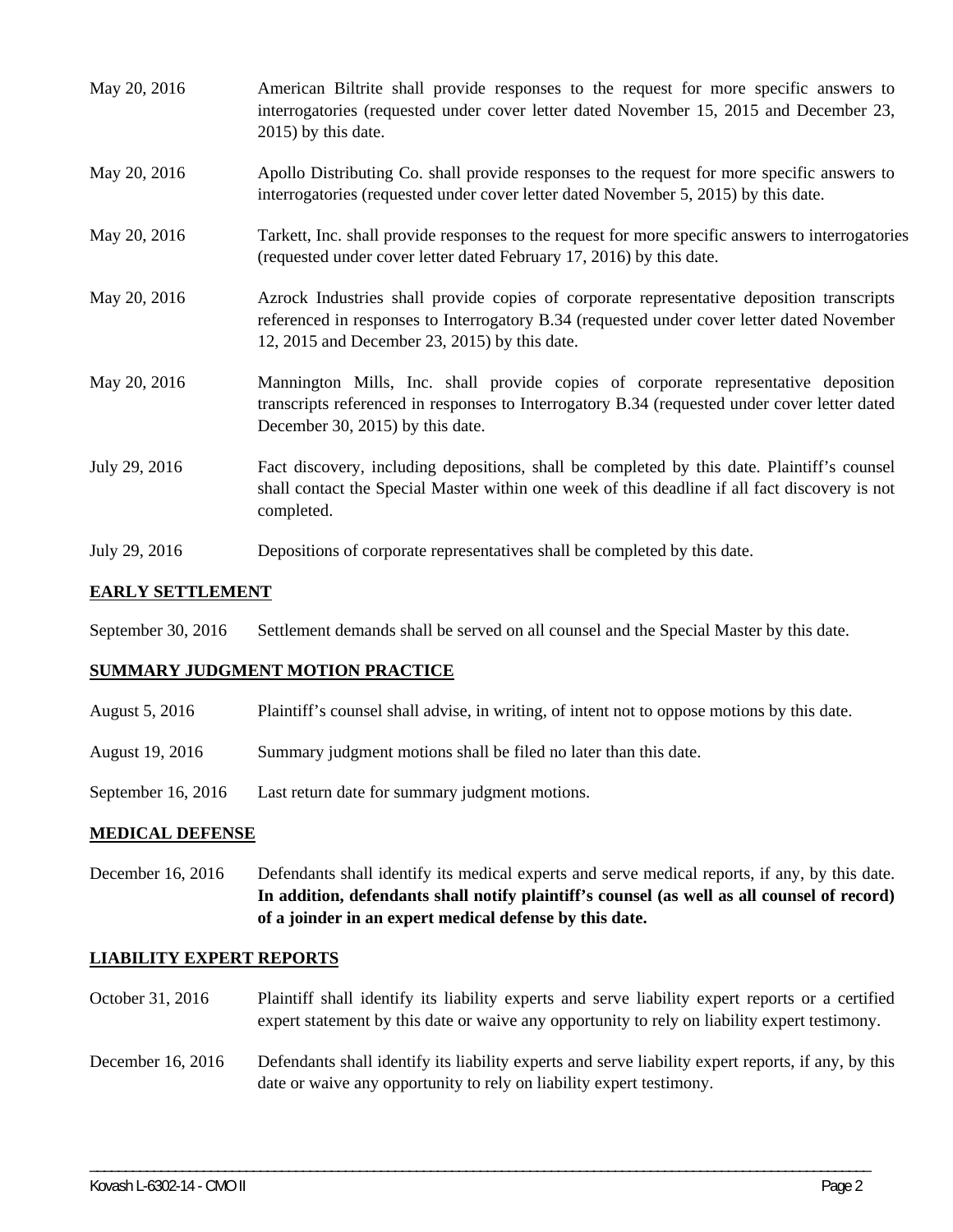May 20, 2016 American Biltrite shall provide responses to the request for more specific answers to interrogatories (requested under cover letter dated November 15, 2015 and December 23, 2015) by this date.

May 20, 2016 Apollo Distributing Co. shall provide responses to the request for more specific answers to interrogatories (requested under cover letter dated November 5, 2015) by this date.

May 20, 2016 Tarkett, Inc. shall provide responses to the request for more specific answers to interrogatories (requested under cover letter dated February 17, 2016) by this date.

May 20, 2016 Azrock Industries shall provide copies of corporate representative deposition transcripts referenced in responses to Interrogatory B.34 (requested under cover letter dated November 12, 2015 and December 23, 2015) by this date.

May 20, 2016 Mannington Mills, Inc. shall provide copies of corporate representative deposition transcripts referenced in responses to Interrogatory B.34 (requested under cover letter dated December 30, 2015) by this date.

July 29, 2016 Fact discovery, including depositions, shall be completed by this date. Plaintiff's counsel shall contact the Special Master within one week of this deadline if all fact discovery is not completed.

July 29, 2016 Depositions of corporate representatives shall be completed by this date.

**EARLY SETTLEMENT**

September 30, 2016 Settlement demands shall be served on all counsel and the Special Master by this date.

**SUMMARY JUDGMENT MOTION PRACTICE**

August 5, 2016 Plaintiff's counsel shall advise, in writing, of intent not to oppose motions by this date.

August 19, 2016 Summary judgment motions shall be filed no later than this date.

September 16, 2016 Last return date for summary judgment motions.

**MEDICAL DEFENSE**

December 16, 2016 Defendants shall identify its medical experts and serve medical reports, if any, by this date. **In addition, defendants shall notify plaintiff's counsel (as well as all counsel of record) of a joinder in an expert medical defense by this date.**

**LIABILITY EXPERT REPORTS**

October 31, 2016 Plaintiff shall identify its liability experts and serve liability expert reports or a certified expert statement by this date or waive any opportunity to rely on liability expert testimony.

December 16, 2016 Defendants shall identify its liability experts and serve liability expert reports, if any, by this date or waive any opportunity to rely on liability expert testimony.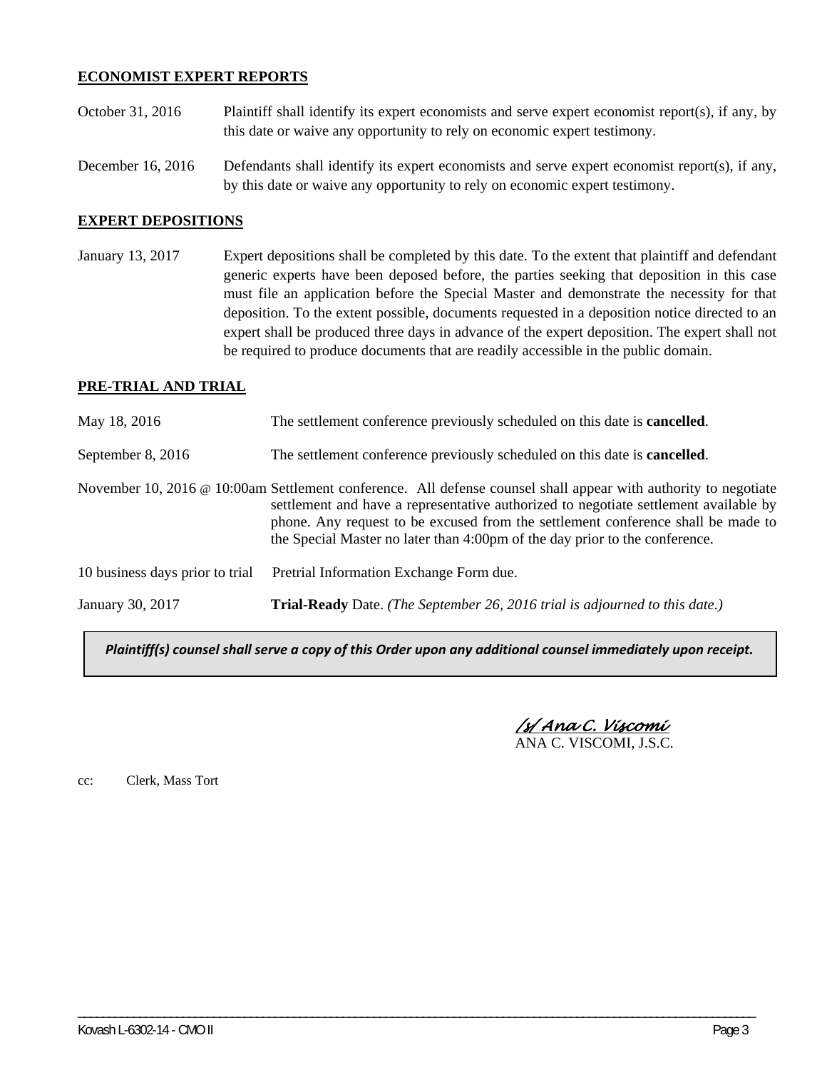## ECONOMIST EXPERT REPORTS

| | |
|---|---|
| October 31, 2016 | Plaintiff shall identify its expert economists and serve expert economist report(s), if any, by this date or waive any opportunity to rely on economic expert testimony. |
| December 16, 2016 | Defendants shall identify its expert economists and serve expert economist report(s), if any, by this date or waive any opportunity to rely on economic expert testimony. |

## EXPERT DEPOSITIONS

| | |
|---|---|
| January 13, 2017 | Expert depositions shall be completed by this date. To the extent that plaintiff and defendant generic experts have been deposed before, the parties seeking that deposition in this case must file an application before the Special Master and demonstrate the necessity for that deposition. To the extent possible, documents requested in a deposition notice directed to an expert shall be produced three days in advance of the expert deposition. The expert shall not be required to produce documents that are readily accessible in the public domain. |

## PRE-TRIAL AND TRIAL

| | |
|---|---|
| May 18, 2016 | The settlement conference previously scheduled on this date is **cancelled**. |
| September 8, 2016 | The settlement conference previously scheduled on this date is **cancelled**. |
| November 10, 2016 @ 10:00am | Settlement conference. All defense counsel shall appear with authority to negotiate settlement and have a representative authorized to negotiate settlement available by phone. Any request to be excused from the settlement conference shall be made to the Special Master no later than 4:00pm of the day prior to the conference. |
| 10 business days prior to trial | Pretrial Information Exchange Form due. |
| January 30, 2017 | **Trial-Ready** Date. *(The September 26, 2016 trial is adjourned to this date.)* |

***Plaintiff(s) counsel shall serve a copy of this Order upon any additional counsel immediately upon receipt.***

*/s/ Ana C. Viscomi*
ANA C. VISCOMI, J.S.C.

cc: Clerk, Mass Tort

Kovash L-6302-14 - CMO II